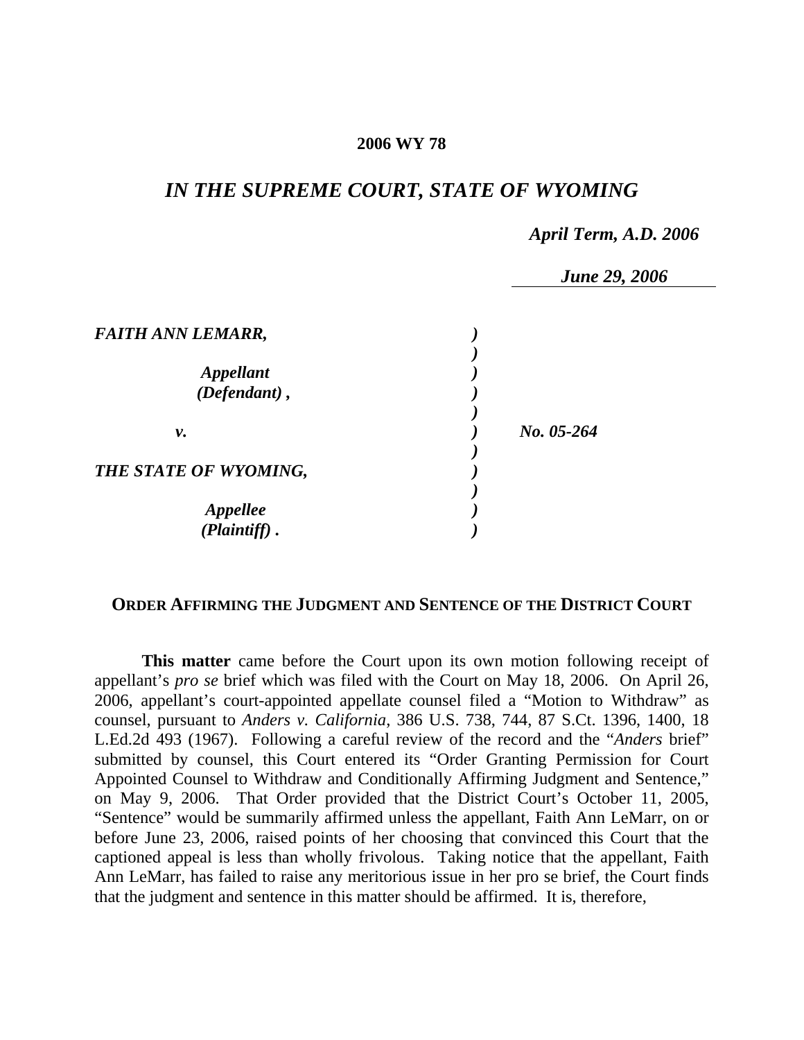**2006 WY 78**

# *IN THE SUPREME COURT, STATE OF WYOMING*

*April Term, A.D. 2006*

*June 29, 2006*

| | | |
|---|---|---|
| ***FAITH ANN LEMARR,*** | ) | |
| | ) | |
| ***Appellant*** | ) | |
| ***(Defendant) ,*** | ) | |
| | ) | |
| ***v.*** | ) | ***No. 05-264*** |
| | ) | |
| ***THE STATE OF WYOMING,*** | ) | |
| | ) | |
| ***Appellee*** | ) | |
| ***(Plaintiff) .*** | ) | |

## ORDER AFFIRMING THE JUDGMENT AND SENTENCE OF THE DISTRICT COURT

**This matter** came before the Court upon its own motion following receipt of appellant's *pro se* brief which was filed with the Court on May 18, 2006. On April 26, 2006, appellant's court-appointed appellate counsel filed a "Motion to Withdraw" as counsel, pursuant to *Anders v. California*, 386 U.S. 738, 744, 87 S.Ct. 1396, 1400, 18 L.Ed.2d 493 (1967). Following a careful review of the record and the "*Anders* brief" submitted by counsel, this Court entered its "Order Granting Permission for Court Appointed Counsel to Withdraw and Conditionally Affirming Judgment and Sentence," on May 9, 2006. That Order provided that the District Court's October 11, 2005, "Sentence" would be summarily affirmed unless the appellant, Faith Ann LeMarr, on or before June 23, 2006, raised points of her choosing that convinced this Court that the captioned appeal is less than wholly frivolous. Taking notice that the appellant, Faith Ann LeMarr, has failed to raise any meritorious issue in her pro se brief, the Court finds that the judgment and sentence in this matter should be affirmed. It is, therefore,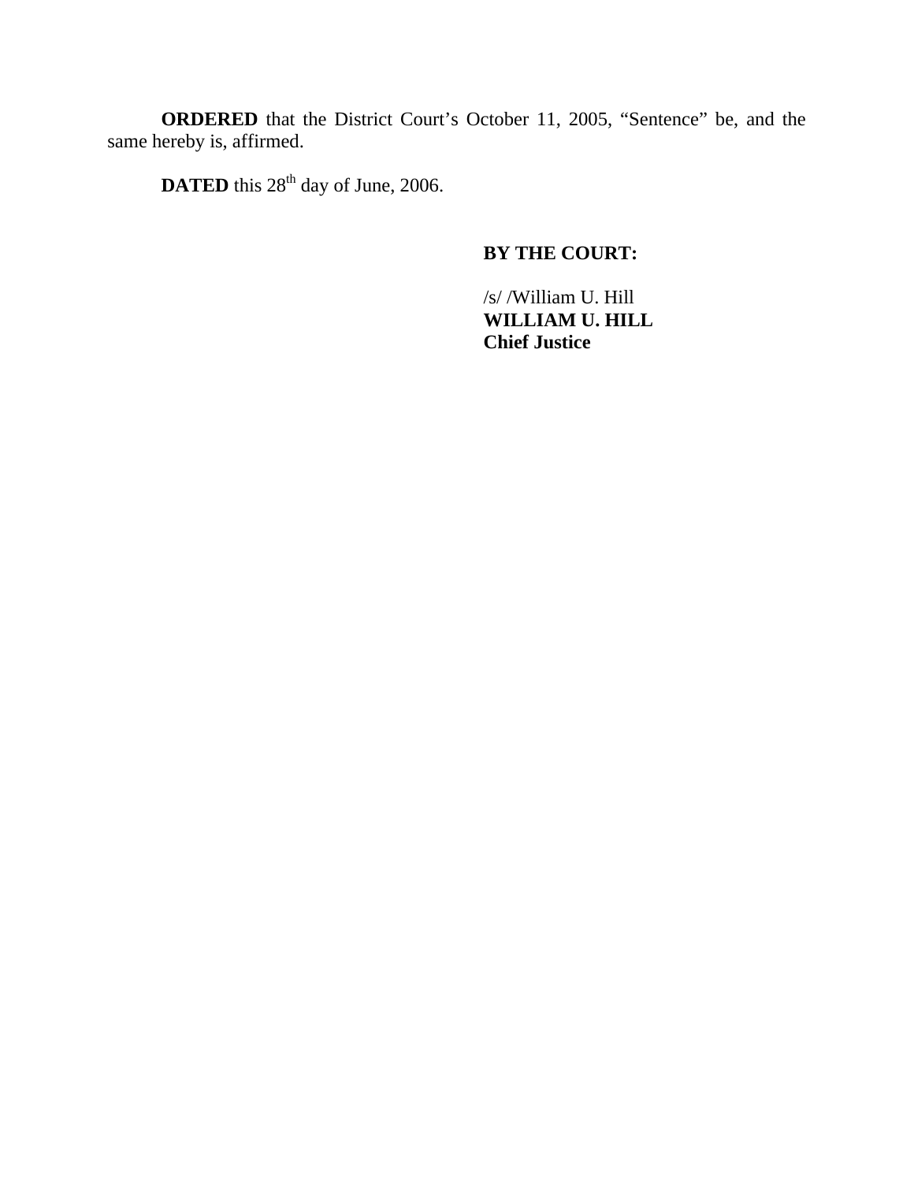**ORDERED** that the District Court's October 11, 2005, "Sentence" be, and the same hereby is, affirmed.

**DATED** this 28th day of June, 2006.

**BY THE COURT:**

/s/ /William U. Hill
**WILLIAM U. HILL**
**Chief Justice**